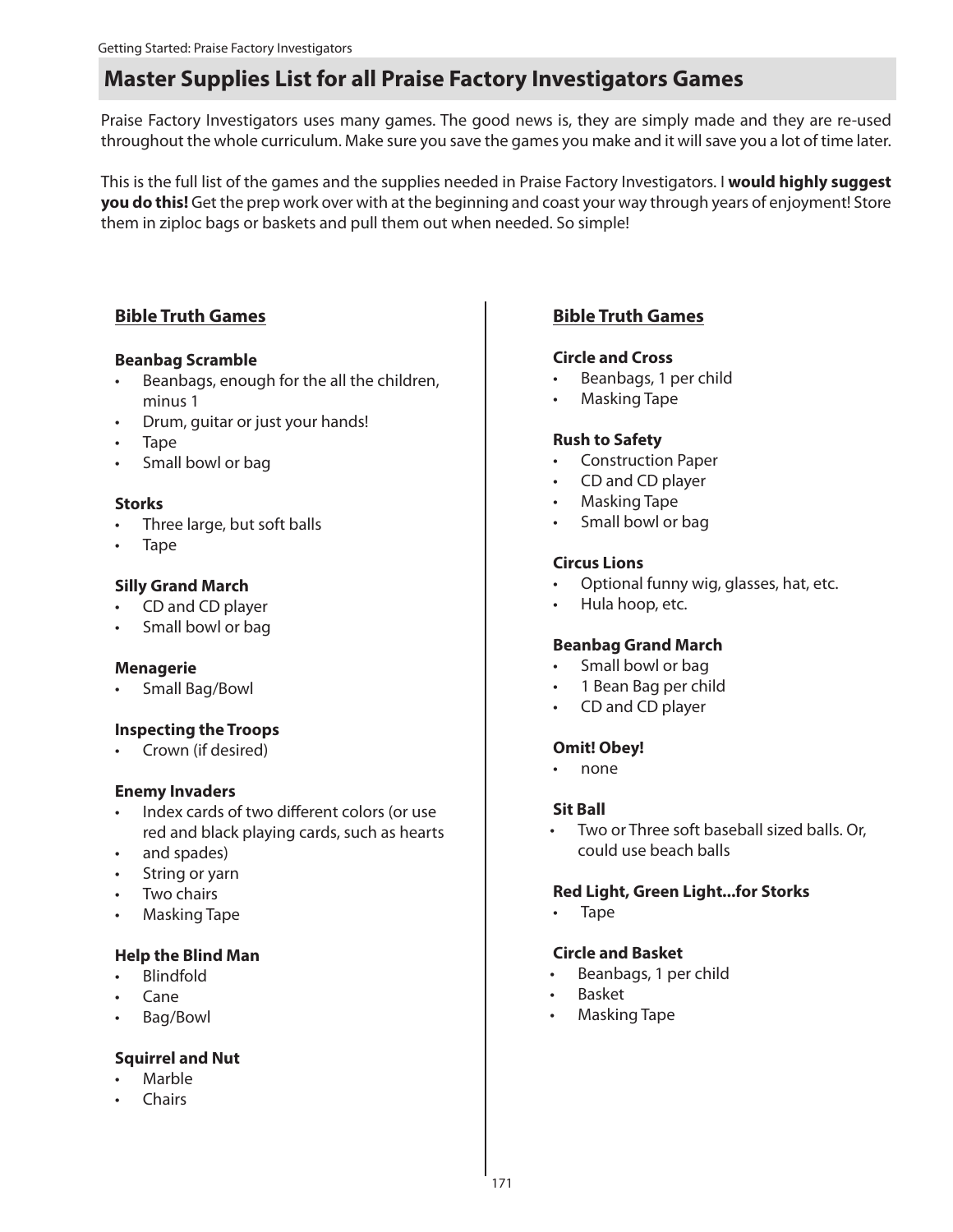## Master Supplies List for all Praise Factory Investigators Games

Praise Factory Investigators uses many games. The good news is, they are simply made and they are re-used throughout the whole curriculum. Make sure you save the games you make and it will save you a lot of time later.

This is the full list of the games and the supplies needed in Praise Factory Investigators. I **would highly suggest you do this!** Get the prep work over with at the beginning and coast your way through years of enjoyment! Store them in ziploc bags or baskets and pull them out when needed. So simple!

### Bible Truth Games

**Beanbag Scramble**

- Beanbags, enough for the all the children, minus 1
- Drum, guitar or just your hands!
- Tape
- Small bowl or bag

**Storks**

- Three large, but soft balls
- Tape

**Silly Grand March**

- CD and CD player
- Small bowl or bag

**Menagerie**

- Small Bag/Bowl

**Inspecting the Troops**

- Crown (if desired)

**Enemy Invaders**

- Index cards of two different colors (or use red and black playing cards, such as hearts
- and spades)
- String or yarn
- Two chairs
- Masking Tape

**Help the Blind Man**

- Blindfold
- Cane
- Bag/Bowl

**Squirrel and Nut**

- Marble
- Chairs

### Bible Truth Games

**Circle and Cross**

- Beanbags, 1 per child
- Masking Tape

**Rush to Safety**

- Construction Paper
- CD and CD player
- Masking Tape
- Small bowl or bag

**Circus Lions**

- Optional funny wig, glasses, hat, etc.
- Hula hoop, etc.

**Beanbag Grand March**

- Small bowl or bag
- 1 Bean Bag per child
- CD and CD player

**Omit! Obey!**

- none

**Sit Ball**

- Two or Three soft baseball sized balls. Or, could use beach balls

**Red Light, Green Light...for Storks**

- Tape

**Circle and Basket**

- Beanbags, 1 per child
- Basket
- Masking Tape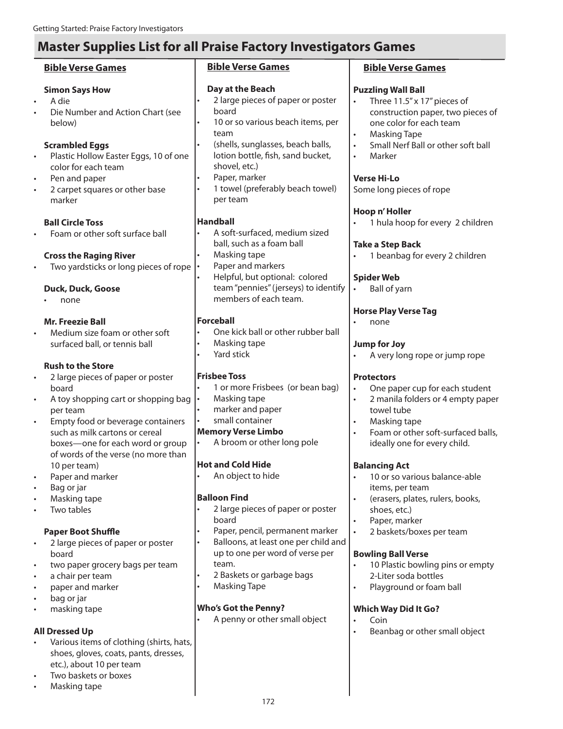# Master Supplies List for all Praise Factory Investigators Games

## Bible Verse Games

**Simon Says How**
- A die
- Die Number and Action Chart (see below)

**Scrambled Eggs**
- Plastic Hollow Easter Eggs, 10 of one color for each team
- Pen and paper
- 2 carpet squares or other base marker

**Ball Circle Toss**
- Foam or other soft surface ball

**Cross the Raging River**
- Two yardsticks or long pieces of rope

**Duck, Duck, Goose**
- none

**Mr. Freezie Ball**
- Medium size foam or other soft surfaced ball, or tennis ball

**Rush to the Store**
- 2 large pieces of paper or poster board
- A toy shopping cart or shopping bag per team
- Empty food or beverage containers such as milk cartons or cereal boxes—one for each word or group of words of the verse (no more than 10 per team)
- Paper and marker
- Bag or jar
- Masking tape
- Two tables

**Paper Boot Shuffle**
- 2 large pieces of paper or poster board
- two paper grocery bags per team
- a chair per team
- paper and marker
- bag or jar
- masking tape

**All Dressed Up**
- Various items of clothing (shirts, hats, shoes, gloves, coats, pants, dresses, etc.), about 10 per team
- Two baskets or boxes
- Masking tape

## Bible Verse Games

**Day at the Beach**
- 2 large pieces of paper or poster board
- 10 or so various beach items, per team
- (shells, sunglasses, beach balls, lotion bottle, fish, sand bucket, shovel, etc.)
- Paper, marker
- 1 towel (preferably beach towel) per team

**Handball**
- A soft-surfaced, medium sized ball, such as a foam ball
- Masking tape
- Paper and markers
- Helpful, but optional: colored team "pennies" (jerseys) to identify members of each team.

**Forceball**
- One kick ball or other rubber ball
- Masking tape
- Yard stick

**Frisbee Toss**
- 1 or more Frisbees (or bean bag)
- Masking tape
- marker and paper
- small container

**Memory Verse Limbo**
- A broom or other long pole

**Hot and Cold Hide**
- An object to hide

**Balloon Find**
- 2 large pieces of paper or poster board
- Paper, pencil, permanent marker
- Balloons, at least one per child and up to one per word of verse per team.
- 2 Baskets or garbage bags
- Masking Tape

**Who's Got the Penny?**
- A penny or other small object

## Bible Verse Games

**Puzzling Wall Ball**
- Three 11.5" x 17" pieces of construction paper, two pieces of one color for each team
- Masking Tape
- Small Nerf Ball or other soft ball
- Marker

**Verse Hi-Lo**

Some long pieces of rope

**Hoop n' Holler**
- 1 hula hoop for every 2 children

**Take a Step Back**
- 1 beanbag for every 2 children

**Spider Web**
- Ball of yarn

**Horse Play Verse Tag**
- none

**Jump for Joy**
- A very long rope or jump rope

**Protectors**
- One paper cup for each student
- 2 manila folders or 4 empty paper towel tube
- Masking tape
- Foam or other soft-surfaced balls, ideally one for every child.

**Balancing Act**
- 10 or so various balance-able items, per team
- (erasers, plates, rulers, books, shoes, etc.)
- Paper, marker
- 2 baskets/boxes per team

**Bowling Ball Verse**
- 10 Plastic bowling pins or empty 2-Liter soda bottles
- Playground or foam ball

**Which Way Did It Go?**
- Coin
- Beanbag or other small object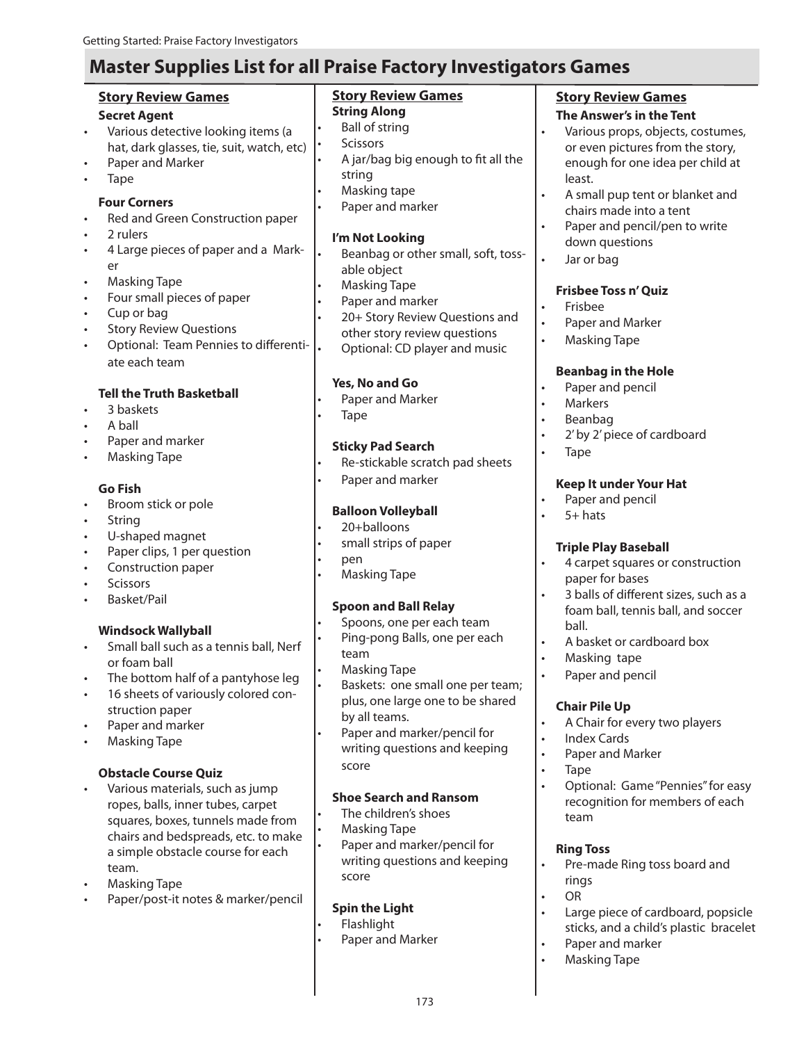# Master Supplies List for all Praise Factory Investigators Games

## Story Review Games

### Secret Agent

- Various detective looking items (a hat, dark glasses, tie, suit, watch, etc)
- Paper and Marker
- Tape

### Four Corners

- Red and Green Construction paper
- 2 rulers
- 4 Large pieces of paper and a Marker
- Masking Tape
- Four small pieces of paper
- Cup or bag
- Story Review Questions
- Optional: Team Pennies to differentiate each team

### Tell the Truth Basketball

- 3 baskets
- A ball
- Paper and marker
- Masking Tape

### Go Fish

- Broom stick or pole
- String
- U-shaped magnet
- Paper clips, 1 per question
- Construction paper
- Scissors
- Basket/Pail

### Windsock Wallyball

- Small ball such as a tennis ball, Nerf or foam ball
- The bottom half of a pantyhose leg
- 16 sheets of variously colored construction paper
- Paper and marker
- Masking Tape

### Obstacle Course Quiz

- Various materials, such as jump ropes, balls, inner tubes, carpet squares, boxes, tunnels made from chairs and bedspreads, etc. to make a simple obstacle course for each team.
- Masking Tape
- Paper/post-it notes & marker/pencil

## Story Review Games

### String Along

- Ball of string
- Scissors
- A jar/bag big enough to fit all the string
- Masking tape
- Paper and marker

### I'm Not Looking

- Beanbag or other small, soft, tossable object
- Masking Tape
- Paper and marker
- 20+ Story Review Questions and other story review questions
- Optional: CD player and music

### Yes, No and Go

- Paper and Marker
- Tape

### Sticky Pad Search

- Re-stickable scratch pad sheets
- Paper and marker

### Balloon Volleyball

- 20+balloons
- small strips of paper
- pen
- Masking Tape

### Spoon and Ball Relay

- Spoons, one per each team
- Ping-pong Balls, one per each team
- Masking Tape
- Baskets: one small one per team; plus, one large one to be shared by all teams.
- Paper and marker/pencil for writing questions and keeping score

### Shoe Search and Ransom

- The children's shoes
- Masking Tape
- Paper and marker/pencil for writing questions and keeping score

### Spin the Light

- Flashlight
- Paper and Marker

## Story Review Games

### The Answer's in the Tent

- Various props, objects, costumes, or even pictures from the story, enough for one idea per child at least.
- A small pup tent or blanket and chairs made into a tent
- Paper and pencil/pen to write down questions
- Jar or bag

### Frisbee Toss n' Quiz

- Frisbee
- Paper and Marker
- Masking Tape

### Beanbag in the Hole

- Paper and pencil
- Markers
- Beanbag
- 2' by 2' piece of cardboard
- Tape

### Keep It under Your Hat

- Paper and pencil
- 5+ hats

### Triple Play Baseball

- 4 carpet squares or construction paper for bases
- 3 balls of different sizes, such as a foam ball, tennis ball, and soccer ball.
- A basket or cardboard box
- Masking tape
- Paper and pencil

### Chair Pile Up

- A Chair for every two players
- Index Cards
- Paper and Marker
- Tape
- Optional: Game "Pennies" for easy recognition for members of each team

### Ring Toss

- Pre-made Ring toss board and rings
- OR
- Large piece of cardboard, popsicle sticks, and a child's plastic bracelet
- Paper and marker
- Masking Tape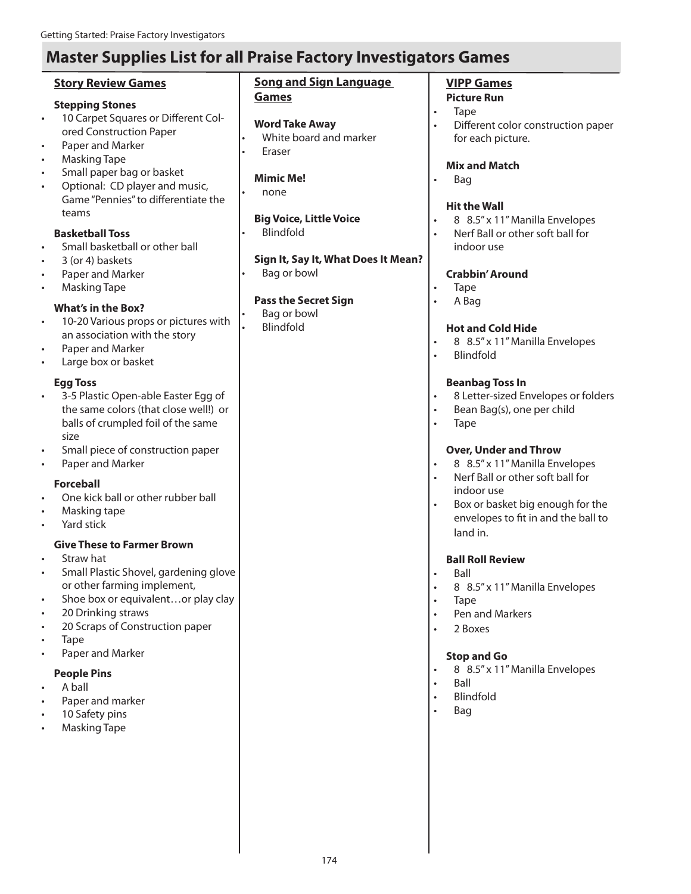# Master Supplies List for all Praise Factory Investigators Games

## Story Review Games

### Stepping Stones

- 10 Carpet Squares or Different Colored Construction Paper
- Paper and Marker
- Masking Tape
- Small paper bag or basket
- Optional: CD player and music, Game "Pennies" to differentiate the teams

### Basketball Toss

- Small basketball or other ball
- 3 (or 4) baskets
- Paper and Marker
- Masking Tape

### What's in the Box?

- 10-20 Various props or pictures with an association with the story
- Paper and Marker
- Large box or basket

### Egg Toss

- 3-5 Plastic Open-able Easter Egg of the same colors (that close well!) or balls of crumpled foil of the same size
- Small piece of construction paper
- Paper and Marker

### Forceball

- One kick ball or other rubber ball
- Masking tape
- Yard stick

### Give These to Farmer Brown

- Straw hat
- Small Plastic Shovel, gardening glove or other farming implement,
- Shoe box or equivalent…or play clay
- 20 Drinking straws
- 20 Scraps of Construction paper
- Tape
- Paper and Marker

### People Pins

- A ball
- Paper and marker
- 10 Safety pins
- Masking Tape

## Song and Sign Language Games

### Word Take Away

- White board and marker
- Eraser

### Mimic Me!

- none

### Big Voice, Little Voice

- Blindfold

### Sign It, Say It, What Does It Mean?

- Bag or bowl

### Pass the Secret Sign

- Bag or bowl
- Blindfold

## VIPP Games

### Picture Run

- Tape
- Different color construction paper for each picture.

### Mix and Match

- Bag

### Hit the Wall

- 8 8.5" x 11" Manilla Envelopes
- Nerf Ball or other soft ball for indoor use

### Crabbin' Around

- Tape
- A Bag

### Hot and Cold Hide

- 8 8.5" x 11" Manilla Envelopes
- Blindfold

### Beanbag Toss In

- 8 Letter-sized Envelopes or folders
- Bean Bag(s), one per child
- Tape

### Over, Under and Throw

- 8 8.5" x 11" Manilla Envelopes
- Nerf Ball or other soft ball for indoor use
- Box or basket big enough for the envelopes to fit in and the ball to land in.

### Ball Roll Review

- Ball
- 8 8.5" x 11" Manilla Envelopes
- Tape
- Pen and Markers
- 2 Boxes

### Stop and Go

- 8 8.5" x 11" Manilla Envelopes
- Ball
- Blindfold
- Bag